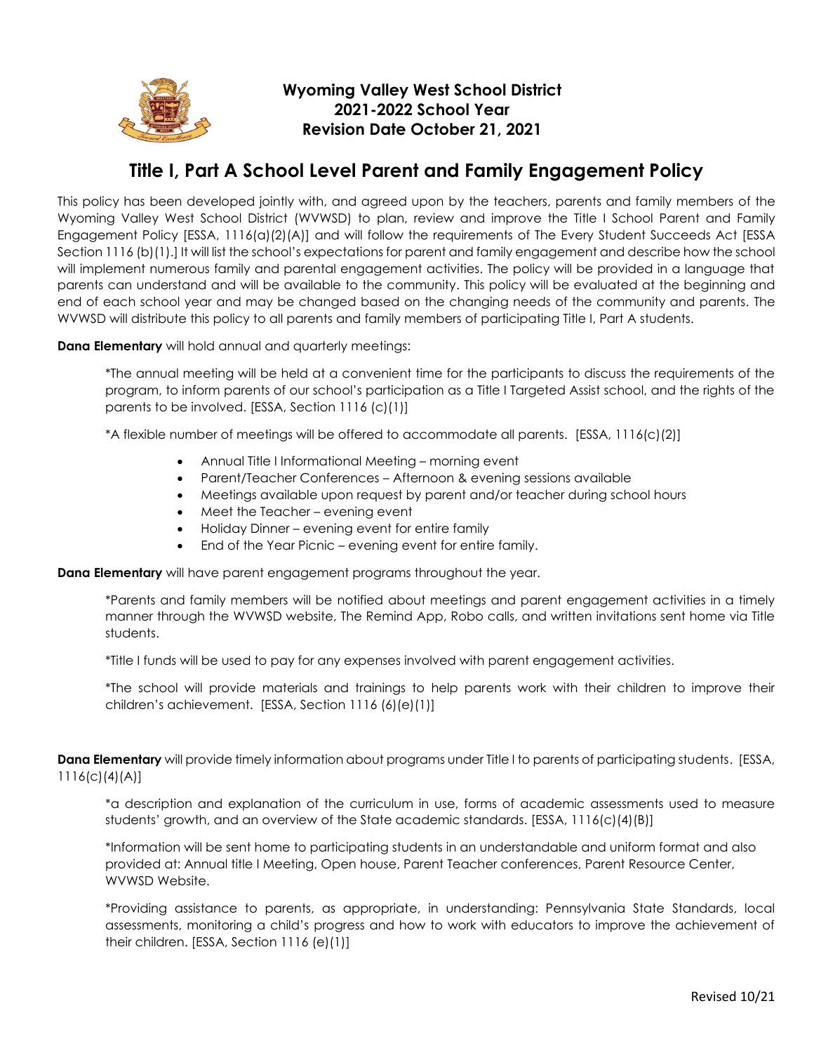**Wyoming Valley West School District**
**2021-2022 School Year**
**Revision Date October 21, 2021**

# Title I, Part A School Level Parent and Family Engagement Policy

This policy has been developed jointly with, and agreed upon by the teachers, parents and family members of the Wyoming Valley West School District (WVWSD) to plan, review and improve the Title I School Parent and Family Engagement Policy [ESSA, 1116(a)(2)(A)] and will follow the requirements of The Every Student Succeeds Act [ESSA Section 1116 (b)(1).] It will list the school's expectations for parent and family engagement and describe how the school will implement numerous family and parental engagement activities. The policy will be provided in a language that parents can understand and will be available to the community. This policy will be evaluated at the beginning and end of each school year and may be changed based on the changing needs of the community and parents. The WVWSD will distribute this policy to all parents and family members of participating Title I, Part A students.

**Dana Elementary** will hold annual and quarterly meetings:

*The annual meeting will be held at a convenient time for the participants to discuss the requirements of the program, to inform parents of our school's participation as a Title I Targeted Assist school, and the rights of the parents to be involved. [ESSA, Section 1116 (c)(1)]

*A flexible number of meetings will be offered to accommodate all parents. [ESSA, 1116(c)(2)]

- Annual Title I Informational Meeting – morning event
- Parent/Teacher Conferences – Afternoon & evening sessions available
- Meetings available upon request by parent and/or teacher during school hours
- Meet the Teacher – evening event
- Holiday Dinner – evening event for entire family
- End of the Year Picnic – evening event for entire family.

**Dana Elementary** will have parent engagement programs throughout the year.

*Parents and family members will be notified about meetings and parent engagement activities in a timely manner through the WVWSD website, The Remind App, Robo calls, and written invitations sent home via Title students.

*Title I funds will be used to pay for any expenses involved with parent engagement activities.

*The school will provide materials and trainings to help parents work with their children to improve their children's achievement. [ESSA, Section 1116 (6)(e)(1)]

**Dana Elementary** will provide timely information about programs under Title I to parents of participating students. [ESSA, 1116(c)(4)(A)]

*a description and explanation of the curriculum in use, forms of academic assessments used to measure students' growth, and an overview of the State academic standards. [ESSA, 1116(c)(4)(B)]

*Information will be sent home to participating students in an understandable and uniform format and also provided at: Annual title I Meeting, Open house, Parent Teacher conferences, Parent Resource Center, WVWSD Website.

*Providing assistance to parents, as appropriate, in understanding: Pennsylvania State Standards, local assessments, monitoring a child's progress and how to work with educators to improve the achievement of their children. [ESSA, Section 1116 (e)(1)]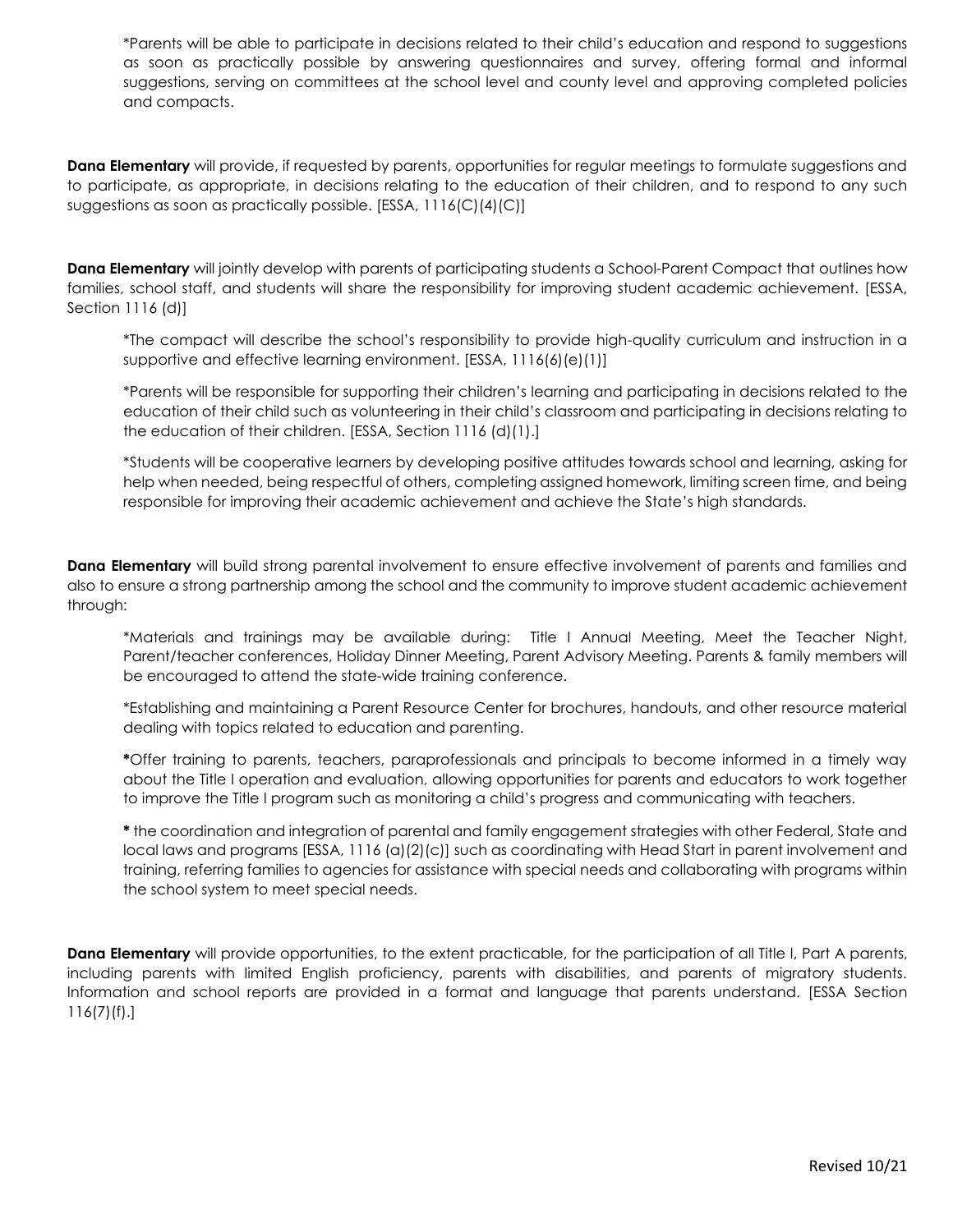*Parents will be able to participate in decisions related to their child's education and respond to suggestions as soon as practically possible by answering questionnaires and survey, offering formal and informal suggestions, serving on committees at the school level and county level and approving completed policies and compacts.

**Dana Elementary** will provide, if requested by parents, opportunities for regular meetings to formulate suggestions and to participate, as appropriate, in decisions relating to the education of their children, and to respond to any such suggestions as soon as practically possible. [ESSA, 1116(C)(4)(C)]

**Dana Elementary** will jointly develop with parents of participating students a School-Parent Compact that outlines how families, school staff, and students will share the responsibility for improving student academic achievement. [ESSA, Section 1116 (d)]

*The compact will describe the school's responsibility to provide high-quality curriculum and instruction in a supportive and effective learning environment. [ESSA, 1116(6)(e)(1)]

*Parents will be responsible for supporting their children's learning and participating in decisions related to the education of their child such as volunteering in their child's classroom and participating in decisions relating to the education of their children. [ESSA, Section 1116 (d)(1).]

*Students will be cooperative learners by developing positive attitudes towards school and learning, asking for help when needed, being respectful of others, completing assigned homework, limiting screen time, and being responsible for improving their academic achievement and achieve the State's high standards.

**Dana Elementary** will build strong parental involvement to ensure effective involvement of parents and families and also to ensure a strong partnership among the school and the community to improve student academic achievement through:

*Materials and trainings may be available during: Title I Annual Meeting, Meet the Teacher Night, Parent/teacher conferences, Holiday Dinner Meeting, Parent Advisory Meeting. Parents & family members will be encouraged to attend the state-wide training conference.

*Establishing and maintaining a Parent Resource Center for brochures, handouts, and other resource material dealing with topics related to education and parenting.

**\***Offer training to parents, teachers, paraprofessionals and principals to become informed in a timely way about the Title I operation and evaluation, allowing opportunities for parents and educators to work together to improve the Title I program such as monitoring a child's progress and communicating with teachers.

**\*** the coordination and integration of parental and family engagement strategies with other Federal, State and local laws and programs [ESSA, 1116 (a)(2)(c)] such as coordinating with Head Start in parent involvement and training, referring families to agencies for assistance with special needs and collaborating with programs within the school system to meet special needs.

**Dana Elementary** will provide opportunities, to the extent practicable, for the participation of all Title I, Part A parents, including parents with limited English proficiency, parents with disabilities, and parents of migratory students. Information and school reports are provided in a format and language that parents understand. [ESSA Section 116(7)(f).]

Revised 10/21